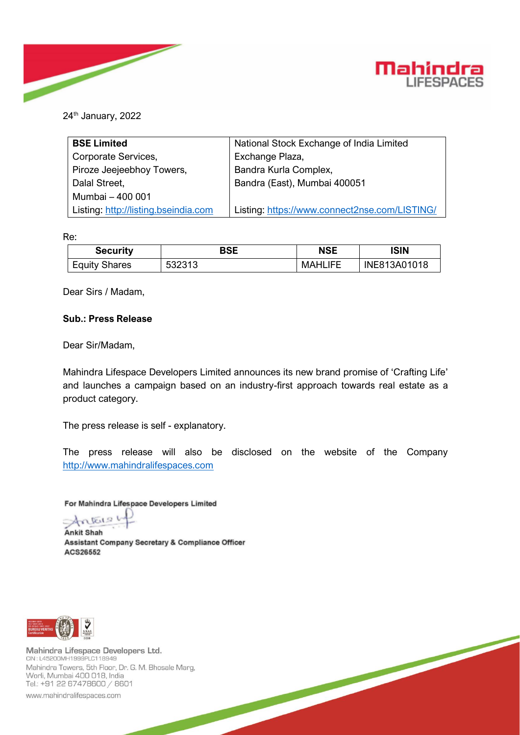24th January, 2022

| **BSE Limited**<br>Corporate Services,<br>Piroze Jeejeebhoy Towers,<br>Dalal Street,<br>Mumbai – 400 001<br>Listing: http://listing.bseindia.com | National Stock Exchange of India Limited<br>Exchange Plaza,<br>Bandra Kurla Complex,<br>Bandra (East), Mumbai 400051<br><br>Listing: https://www.connect2nse.com/LISTING/ |
|---|---|

Re:

| Security | BSE | NSE | ISIN |
|---|---|---|---|
| Equity Shares | 532313 | MAHLIFE | INE813A01018 |

Dear Sirs / Madam,

**Sub.: Press Release**

Dear Sir/Madam,

Mahindra Lifespace Developers Limited announces its new brand promise of 'Crafting Life' and launches a campaign based on an industry-first approach towards real estate as a product category.

The press release is self - explanatory.

The press release will also be disclosed on the website of the Company http://www.mahindralifespaces.com

**For Mahindra Lifespace Developers Limited**

**Ankit Shah**
**Assistant Company Secretary & Compliance Officer**
**ACS26552**

Mahindra Lifespace Developers Ltd.
CIN : L45200MH1999PLC118949
Mahindra Towers, 5th Floor, Dr. G. M. Bhosale Marg,
Worli, Mumbai 400 018, India
Tel.: +91 22 67478600 / 8601
www.mahindralifespaces.com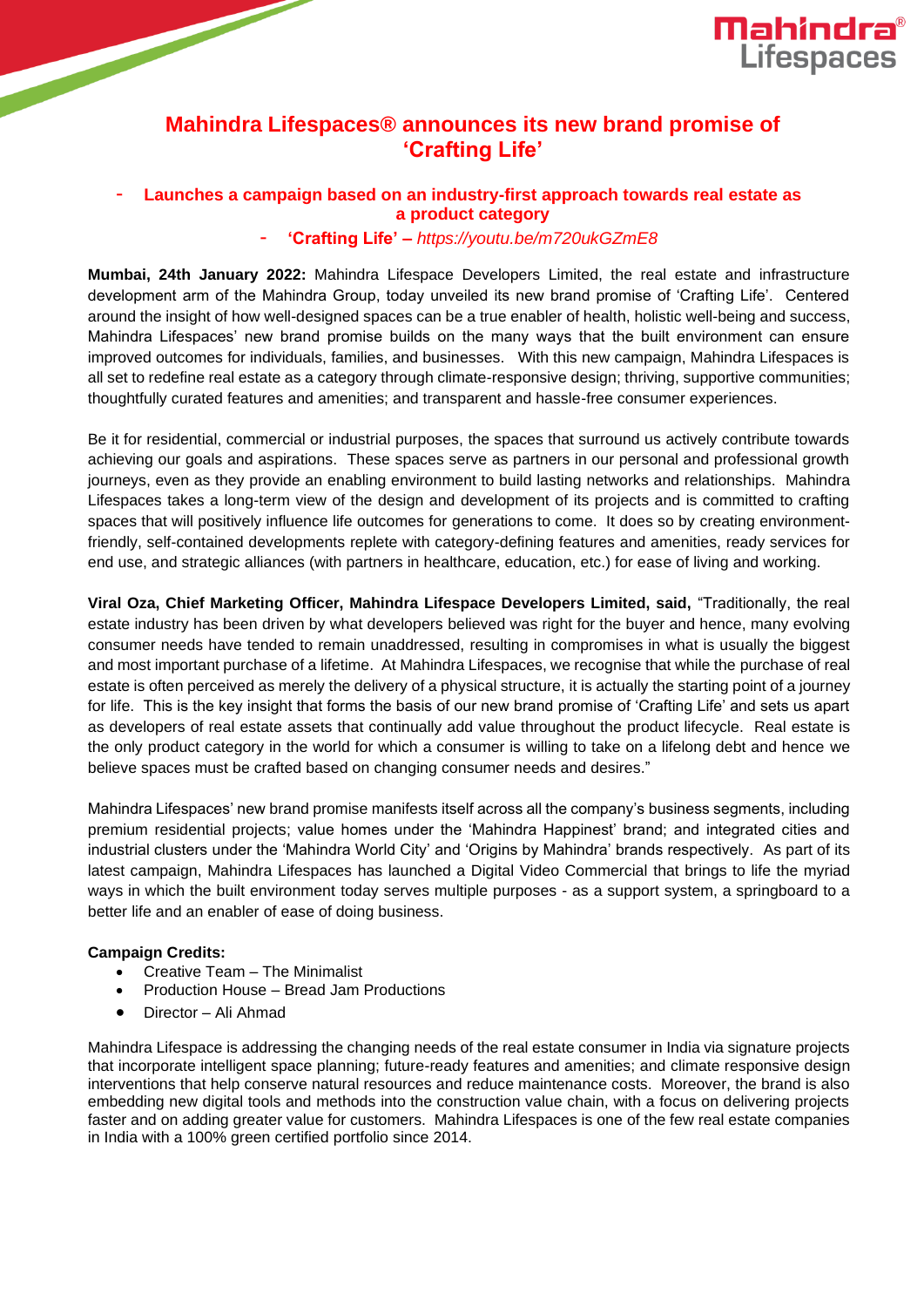# Mahindra Lifespaces® announces its new brand promise of 'Crafting Life'

- **Launches a campaign based on an industry-first approach towards real estate as a product category**
- **'Crafting Life' –** *https://youtu.be/m720ukGZmE8*

**Mumbai, 24th January 2022:** Mahindra Lifespace Developers Limited, the real estate and infrastructure development arm of the Mahindra Group, today unveiled its new brand promise of 'Crafting Life'. Centered around the insight of how well-designed spaces can be a true enabler of health, holistic well-being and success, Mahindra Lifespaces' new brand promise builds on the many ways that the built environment can ensure improved outcomes for individuals, families, and businesses. With this new campaign, Mahindra Lifespaces is all set to redefine real estate as a category through climate-responsive design; thriving, supportive communities; thoughtfully curated features and amenities; and transparent and hassle-free consumer experiences.

Be it for residential, commercial or industrial purposes, the spaces that surround us actively contribute towards achieving our goals and aspirations. These spaces serve as partners in our personal and professional growth journeys, even as they provide an enabling environment to build lasting networks and relationships. Mahindra Lifespaces takes a long-term view of the design and development of its projects and is committed to crafting spaces that will positively influence life outcomes for generations to come. It does so by creating environment-friendly, self-contained developments replete with category-defining features and amenities, ready services for end use, and strategic alliances (with partners in healthcare, education, etc.) for ease of living and working.

**Viral Oza, Chief Marketing Officer, Mahindra Lifespace Developers Limited, said,** "Traditionally, the real estate industry has been driven by what developers believed was right for the buyer and hence, many evolving consumer needs have tended to remain unaddressed, resulting in compromises in what is usually the biggest and most important purchase of a lifetime. At Mahindra Lifespaces, we recognise that while the purchase of real estate is often perceived as merely the delivery of a physical structure, it is actually the starting point of a journey for life. This is the key insight that forms the basis of our new brand promise of 'Crafting Life' and sets us apart as developers of real estate assets that continually add value throughout the product lifecycle. Real estate is the only product category in the world for which a consumer is willing to take on a lifelong debt and hence we believe spaces must be crafted based on changing consumer needs and desires."

Mahindra Lifespaces' new brand promise manifests itself across all the company's business segments, including premium residential projects; value homes under the 'Mahindra Happinest' brand; and integrated cities and industrial clusters under the 'Mahindra World City' and 'Origins by Mahindra' brands respectively. As part of its latest campaign, Mahindra Lifespaces has launched a Digital Video Commercial that brings to life the myriad ways in which the built environment today serves multiple purposes - as a support system, a springboard to a better life and an enabler of ease of doing business.

**Campaign Credits:**

- Creative Team – The Minimalist
- Production House – Bread Jam Productions
- Director – Ali Ahmad

Mahindra Lifespace is addressing the changing needs of the real estate consumer in India via signature projects that incorporate intelligent space planning; future-ready features and amenities; and climate responsive design interventions that help conserve natural resources and reduce maintenance costs. Moreover, the brand is also embedding new digital tools and methods into the construction value chain, with a focus on delivering projects faster and on adding greater value for customers. Mahindra Lifespaces is one of the few real estate companies in India with a 100% green certified portfolio since 2014.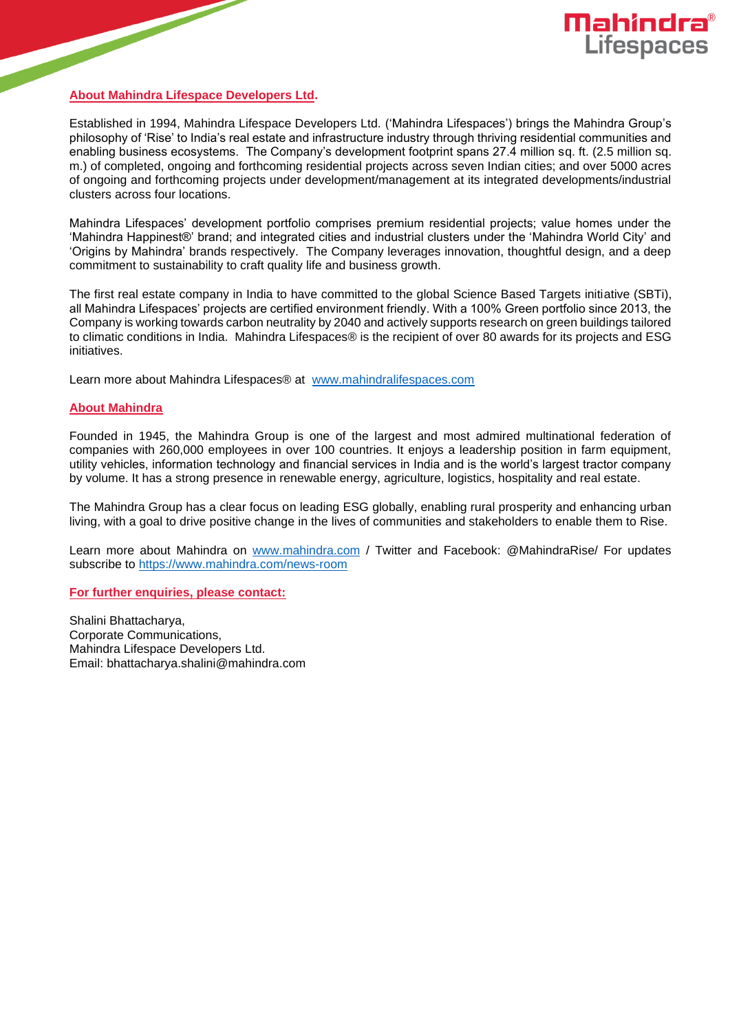## About Mahindra Lifespace Developers Ltd.

Established in 1994, Mahindra Lifespace Developers Ltd. ('Mahindra Lifespaces') brings the Mahindra Group's philosophy of 'Rise' to India's real estate and infrastructure industry through thriving residential communities and enabling business ecosystems. The Company's development footprint spans 27.4 million sq. ft. (2.5 million sq. m.) of completed, ongoing and forthcoming residential projects across seven Indian cities; and over 5000 acres of ongoing and forthcoming projects under development/management at its integrated developments/industrial clusters across four locations.

Mahindra Lifespaces' development portfolio comprises premium residential projects; value homes under the 'Mahindra Happinest®' brand; and integrated cities and industrial clusters under the 'Mahindra World City' and 'Origins by Mahindra' brands respectively. The Company leverages innovation, thoughtful design, and a deep commitment to sustainability to craft quality life and business growth.

The first real estate company in India to have committed to the global Science Based Targets initiative (SBTi), all Mahindra Lifespaces' projects are certified environment friendly. With a 100% Green portfolio since 2013, the Company is working towards carbon neutrality by 2040 and actively supports research on green buildings tailored to climatic conditions in India. Mahindra Lifespaces® is the recipient of over 80 awards for its projects and ESG initiatives.

Learn more about Mahindra Lifespaces® at [www.mahindralifespaces.com](http://www.mahindralifespaces.com)

## About Mahindra

Founded in 1945, the Mahindra Group is one of the largest and most admired multinational federation of companies with 260,000 employees in over 100 countries. It enjoys a leadership position in farm equipment, utility vehicles, information technology and financial services in India and is the world's largest tractor company by volume. It has a strong presence in renewable energy, agriculture, logistics, hospitality and real estate.

The Mahindra Group has a clear focus on leading ESG globally, enabling rural prosperity and enhancing urban living, with a goal to drive positive change in the lives of communities and stakeholders to enable them to Rise.

Learn more about Mahindra on [www.mahindra.com](http://www.mahindra.com) / Twitter and Facebook: @MahindraRise/ For updates subscribe to [https://www.mahindra.com/news-room](https://www.mahindra.com/news-room)

## For further enquiries, please contact:

Shalini Bhattacharya,
Corporate Communications,
Mahindra Lifespace Developers Ltd.
Email: bhattacharya.shalini@mahindra.com